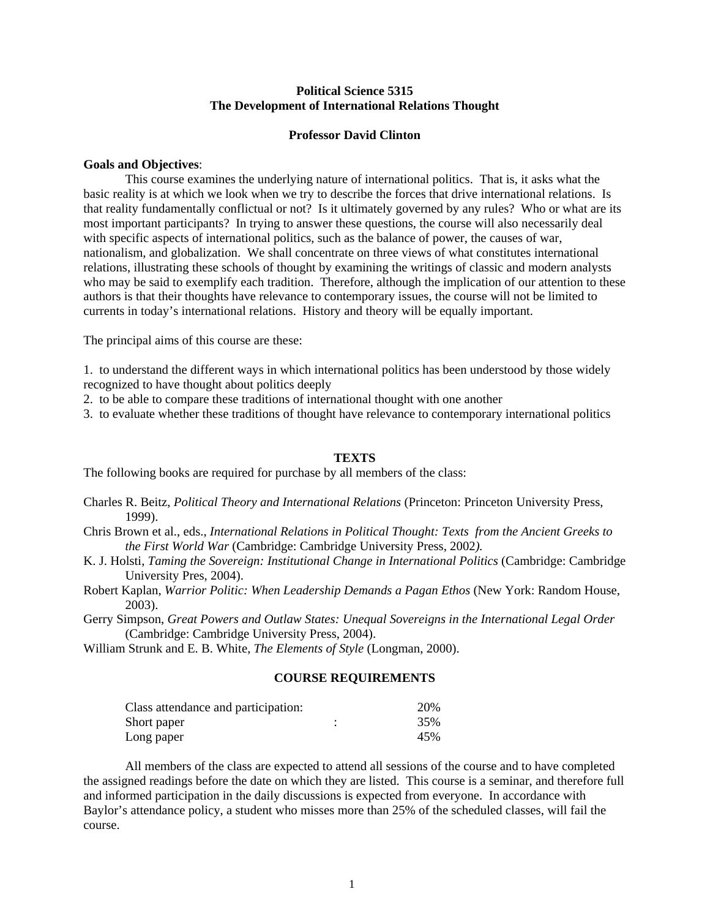# Political Science 5315
## The Development of International Relations Thought

**Professor David Clinton**

**Goals and Objectives**:

This course examines the underlying nature of international politics. That is, it asks what the basic reality is at which we look when we try to describe the forces that drive international relations. Is that reality fundamentally conflictual or not? Is it ultimately governed by any rules? Who or what are its most important participants? In trying to answer these questions, the course will also necessarily deal with specific aspects of international politics, such as the balance of power, the causes of war, nationalism, and globalization. We shall concentrate on three views of what constitutes international relations, illustrating these schools of thought by examining the writings of classic and modern analysts who may be said to exemplify each tradition. Therefore, although the implication of our attention to these authors is that their thoughts have relevance to contemporary issues, the course will not be limited to currents in today's international relations. History and theory will be equally important.

The principal aims of this course are these:

1. to understand the different ways in which international politics has been understood by those widely recognized to have thought about politics deeply
2. to be able to compare these traditions of international thought with one another
3. to evaluate whether these traditions of thought have relevance to contemporary international politics

## TEXTS

The following books are required for purchase by all members of the class:

Charles R. Beitz, *Political Theory and International Relations* (Princeton: Princeton University Press, 1999).

Chris Brown et al., eds., *International Relations in Political Thought: Texts from the Ancient Greeks to the First World War* (Cambridge: Cambridge University Press, 2002).

K. J. Holsti, *Taming the Sovereign: Institutional Change in International Politics* (Cambridge: Cambridge University Pres, 2004).

Robert Kaplan, *Warrior Politic: When Leadership Demands a Pagan Ethos* (New York: Random House, 2003).

Gerry Simpson, *Great Powers and Outlaw States: Unequal Sovereigns in the International Legal Order* (Cambridge: Cambridge University Press, 2004).

William Strunk and E. B. White, *The Elements of Style* (Longman, 2000).

## COURSE REQUIREMENTS

| | |
|---|---|
| Class attendance and participation: | 20% |
| Short paper: | 35% |
| Long paper | 45% |

All members of the class are expected to attend all sessions of the course and to have completed the assigned readings before the date on which they are listed. This course is a seminar, and therefore full and informed participation in the daily discussions is expected from everyone. In accordance with Baylor's attendance policy, a student who misses more than 25% of the scheduled classes, will fail the course.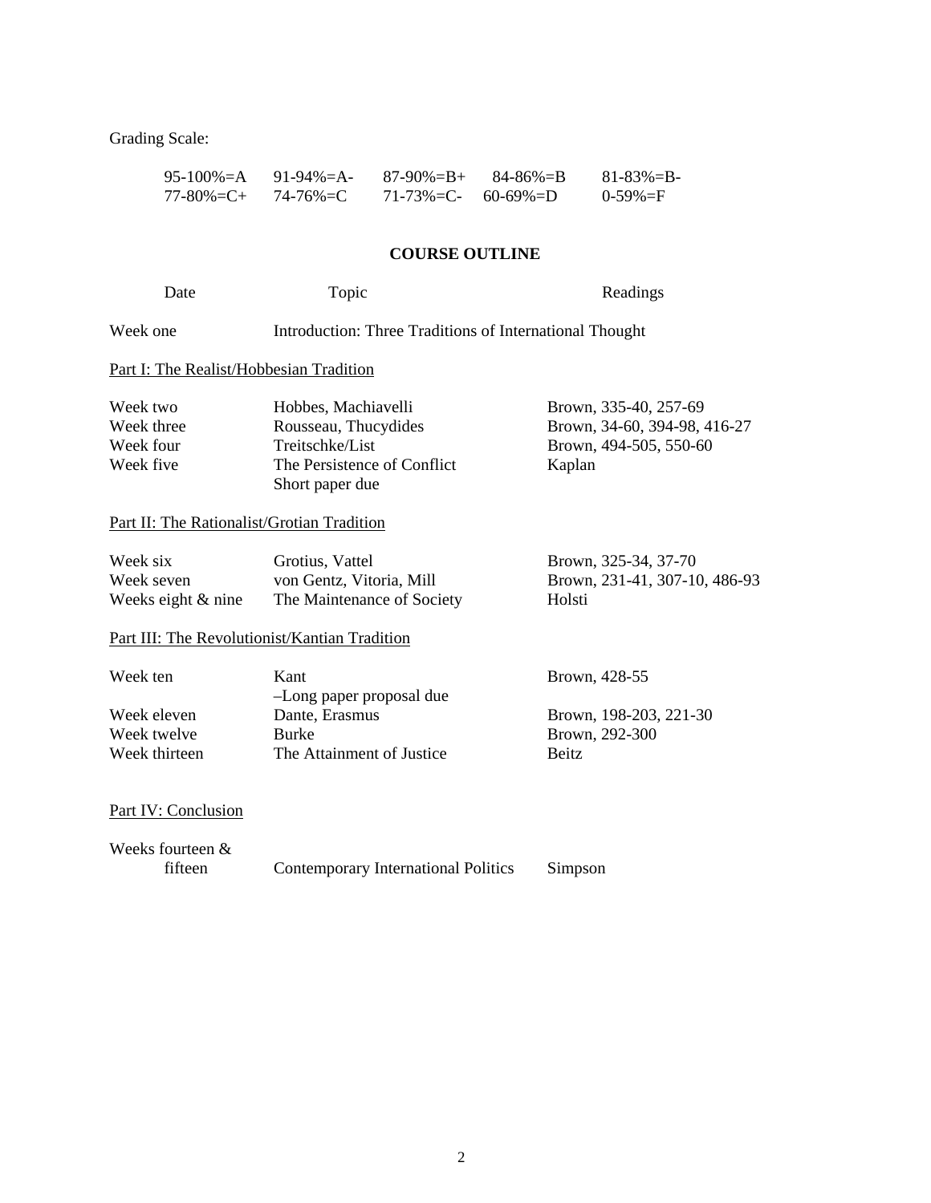Grading Scale:

| | | | | |
|---|---|---|---|---|
| 95-100%=A | 91-94%=A- | 87-90%=B+ | 84-86%=B | 81-83%=B- |
| 77-80%=C+ | 74-76%=C | 71-73%=C- | 60-69%=D | 0-59%=F |

**COURSE OUTLINE**

| Date | Topic | Readings |
|---|---|---|
| Week one | Introduction: Three Traditions of International Thought | |

Part I: The Realist/Hobbesian Tradition

| Date | Topic | Readings |
|---|---|---|
| Week two | Hobbes, Machiavelli | Brown, 335-40, 257-69 |
| Week three | Rousseau, Thucydides | Brown, 34-60, 394-98, 416-27 |
| Week four | Treitschke/List | Brown, 494-505, 550-60 |
| Week five | The Persistence of Conflict<br>Short paper due | Kaplan |

Part II: The Rationalist/Grotian Tradition

| Date | Topic | Readings |
|---|---|---|
| Week six | Grotius, Vattel | Brown, 325-34, 37-70 |
| Week seven | von Gentz, Vitoria, Mill | Brown, 231-41, 307-10, 486-93 |
| Weeks eight & nine | The Maintenance of Society | Holsti |

Part III: The Revolutionist/Kantian Tradition

| Date | Topic | Readings |
|---|---|---|
| Week ten | Kant<br>–Long paper proposal due | Brown, 428-55 |
| Week eleven | Dante, Erasmus | Brown, 198-203, 221-30 |
| Week twelve | Burke | Brown, 292-300 |
| Week thirteen | The Attainment of Justice | Beitz |

Part IV: Conclusion

| Date | Topic | Readings |
|---|---|---|
| Weeks fourteen & fifteen | Contemporary International Politics | Simpson |